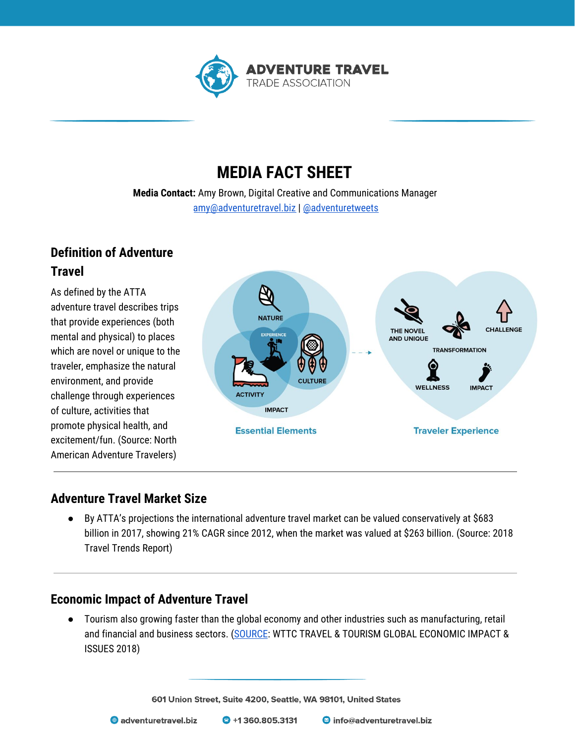ADVENTURE TRAVEL
TRADE ASSOCIATION

# MEDIA FACT SHEET

**Media Contact:** Amy Brown, Digital Creative and Communications Manager
amy@adventuretravel.biz | @adventuretweets

## Definition of Adventure Travel

As defined by the ATTA adventure travel describes trips that provide experiences (both mental and physical) to places which are novel or unique to the traveler, emphasize the natural environment, and provide challenge through experiences of culture, activities that promote physical health, and excitement/fun. (Source: North American Adventure Travelers)

NATURE
EXPERIENCE
CULTURE
ACTIVITY
IMPACT

Essential Elements

THE NOVEL AND UNIQUE
CHALLENGE
TRANSFORMATION
WELLNESS
IMPACT

Traveler Experience

## Adventure Travel Market Size

- By ATTA's projections the international adventure travel market can be valued conservatively at $683 billion in 2017, showing 21% CAGR since 2012, when the market was valued at $263 billion. (Source: 2018 Travel Trends Report)

## Economic Impact of Adventure Travel

- Tourism also growing faster than the global economy and other industries such as manufacturing, retail and financial and business sectors. (SOURCE: WTTC TRAVEL & TOURISM GLOBAL ECONOMIC IMPACT & ISSUES 2018)

601 Union Street, Suite 4200, Seattle, WA 98101, United States

adventuretravel.biz | +1 360.805.3131 | info@adventuretravel.biz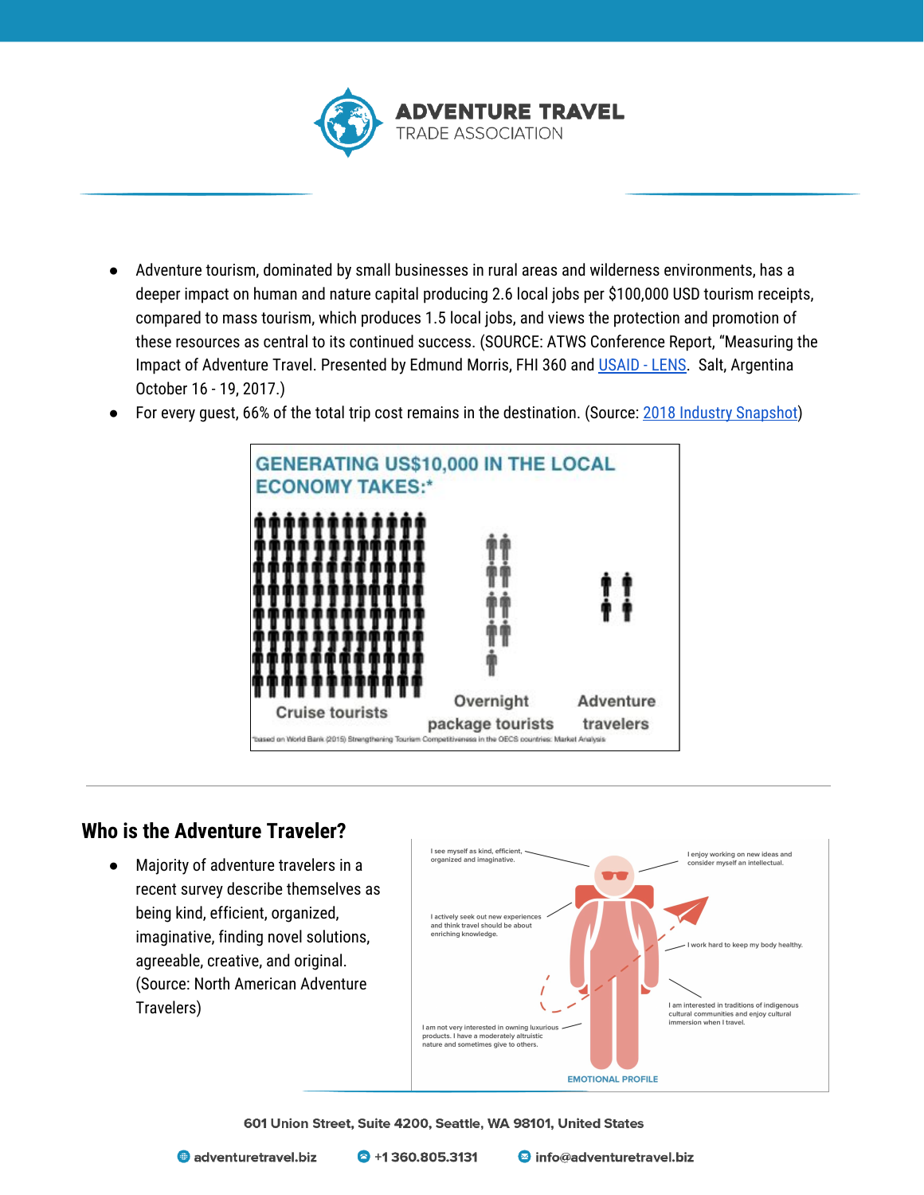- Adventure tourism, dominated by small businesses in rural areas and wilderness environments, has a deeper impact on human and nature capital producing 2.6 local jobs per $100,000 USD tourism receipts, compared to mass tourism, which produces 1.5 local jobs, and views the protection and promotion of these resources as central to its continued success. (SOURCE: ATWS Conference Report, "Measuring the Impact of Adventure Travel. Presented by Edmund Morris, FHI 360 and USAID - LENS. Salt, Argentina October 16 - 19, 2017.)
- For every guest, 66% of the total trip cost remains in the destination. (Source: 2018 Industry Snapshot)

GENERATING US$10,000 IN THE LOCAL ECONOMY TAKES:*

Cruise tourists | Overnight package tourists | Adventure travelers

*based on World Bank (2015) Strengthening Tourism Competitiveness in the OECS countries: Market Analysis

## Who is the Adventure Traveler?

- Majority of adventure travelers in a recent survey describe themselves as being kind, efficient, organized, imaginative, finding novel solutions, agreeable, creative, and original. (Source: North American Adventure Travelers)

I see myself as kind, efficient, organized and imaginative.

I enjoy working on new ideas and consider myself an intellectual.

I actively seek out new experiences and think travel should be about enriching knowledge.

I work hard to keep my body healthy.

I am interested in traditions of indigenous cultural communities and enjoy cultural immersion when I travel.

I am not very interested in owning luxurious products. I have a moderately altruistic nature and sometimes give to others.

EMOTIONAL PROFILE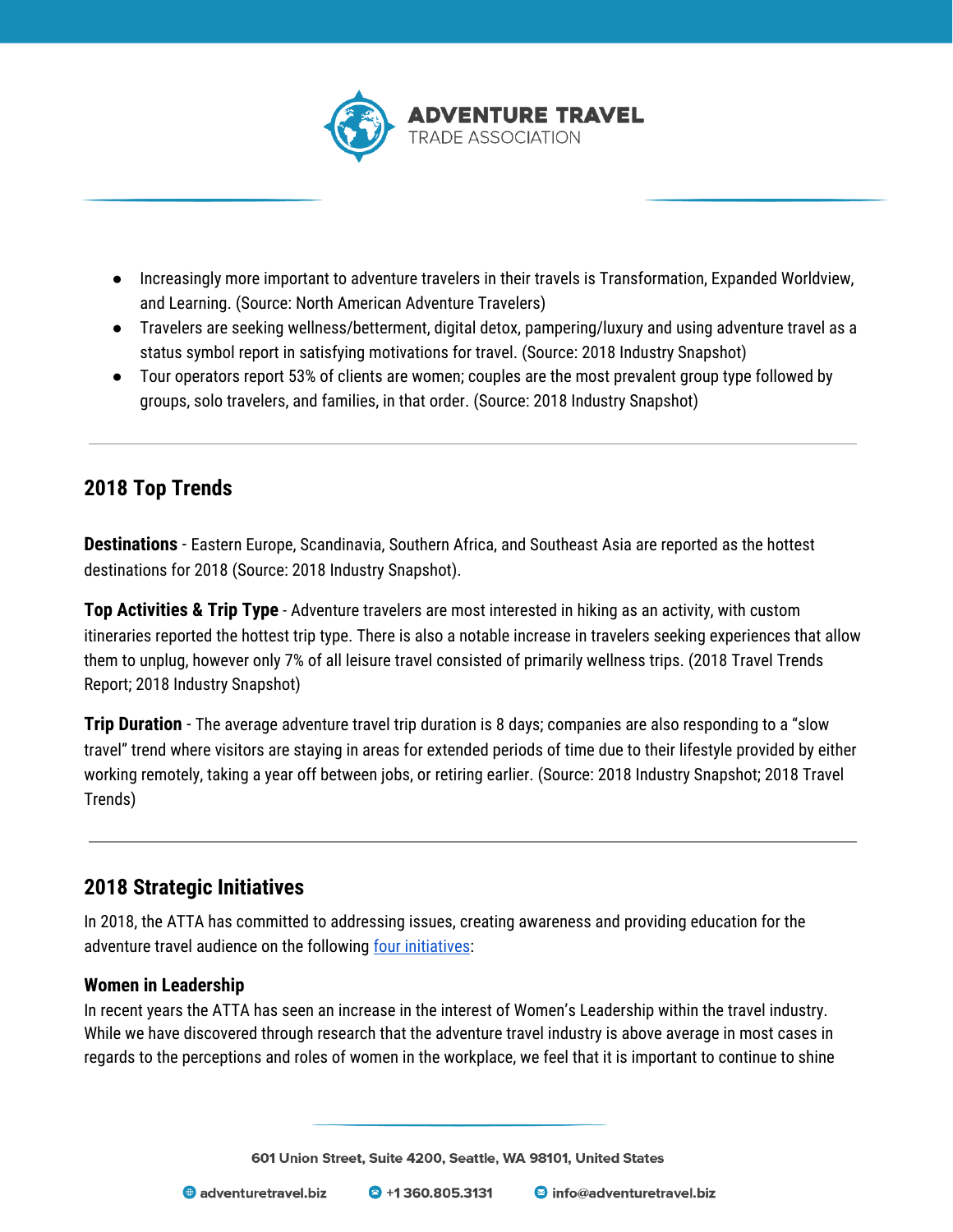- Increasingly more important to adventure travelers in their travels is Transformation, Expanded Worldview, and Learning. (Source: North American Adventure Travelers)
- Travelers are seeking wellness/betterment, digital detox, pampering/luxury and using adventure travel as a status symbol report in satisfying motivations for travel. (Source: 2018 Industry Snapshot)
- Tour operators report 53% of clients are women; couples are the most prevalent group type followed by groups, solo travelers, and families, in that order. (Source: 2018 Industry Snapshot)

---

## 2018 Top Trends

**Destinations** - Eastern Europe, Scandinavia, Southern Africa, and Southeast Asia are reported as the hottest destinations for 2018 (Source: 2018 Industry Snapshot).

**Top Activities & Trip Type** - Adventure travelers are most interested in hiking as an activity, with custom itineraries reported the hottest trip type. There is also a notable increase in travelers seeking experiences that allow them to unplug, however only 7% of all leisure travel consisted of primarily wellness trips. (2018 Travel Trends Report; 2018 Industry Snapshot)

**Trip Duration** - The average adventure travel trip duration is 8 days; companies are also responding to a "slow travel" trend where visitors are staying in areas for extended periods of time due to their lifestyle provided by either working remotely, taking a year off between jobs, or retiring earlier. (Source: 2018 Industry Snapshot; 2018 Travel Trends)

---

## 2018 Strategic Initiatives

In 2018, the ATTA has committed to addressing issues, creating awareness and providing education for the adventure travel audience on the following four initiatives:

### Women in Leadership

In recent years the ATTA has seen an increase in the interest of Women's Leadership within the travel industry. While we have discovered through research that the adventure travel industry is above average in most cases in regards to the perceptions and roles of women in the workplace, we feel that it is important to continue to shine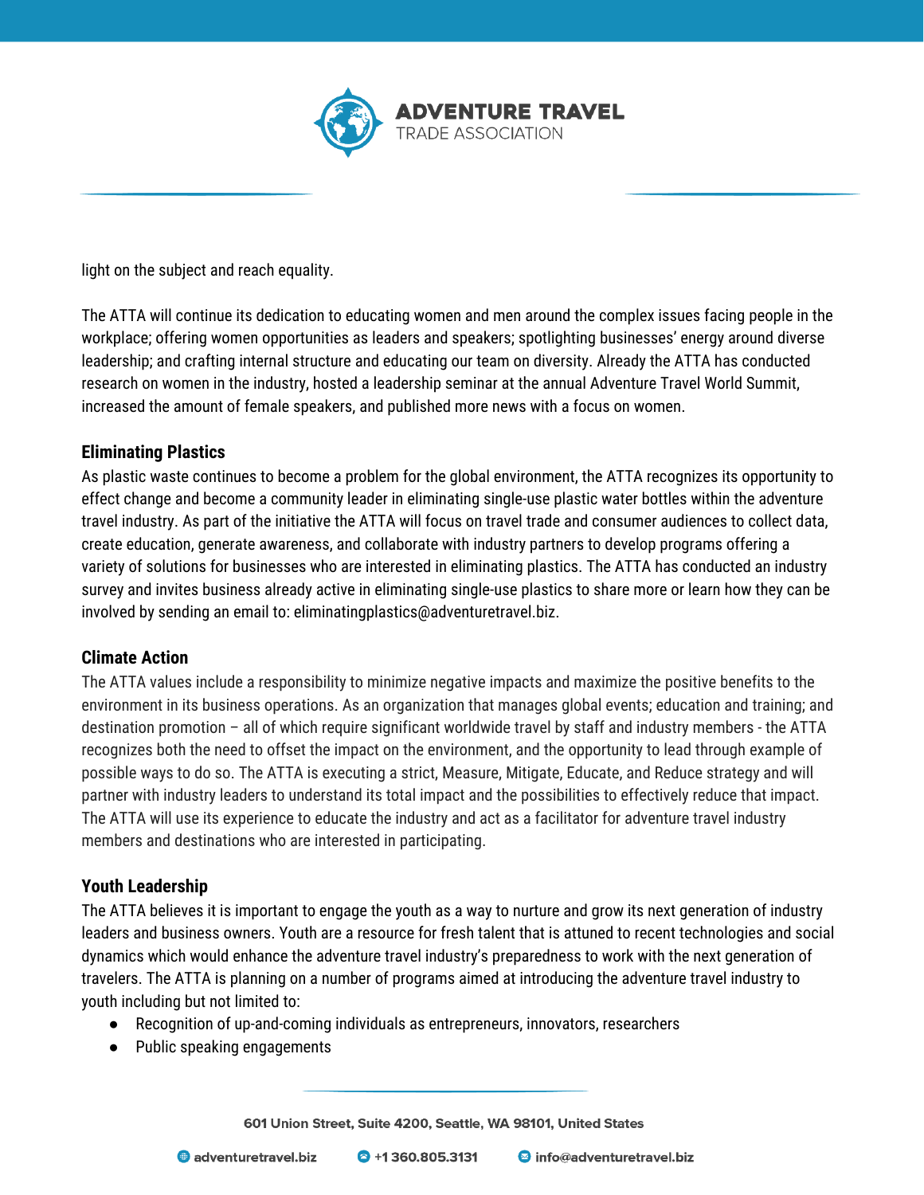light on the subject and reach equality.

The ATTA will continue its dedication to educating women and men around the complex issues facing people in the workplace; offering women opportunities as leaders and speakers; spotlighting businesses' energy around diverse leadership; and crafting internal structure and educating our team on diversity. Already the ATTA has conducted research on women in the industry, hosted a leadership seminar at the annual Adventure Travel World Summit, increased the amount of female speakers, and published more news with a focus on women.

### Eliminating Plastics

As plastic waste continues to become a problem for the global environment, the ATTA recognizes its opportunity to effect change and become a community leader in eliminating single-use plastic water bottles within the adventure travel industry. As part of the initiative the ATTA will focus on travel trade and consumer audiences to collect data, create education, generate awareness, and collaborate with industry partners to develop programs offering a variety of solutions for businesses who are interested in eliminating plastics. The ATTA has conducted an industry survey and invites business already active in eliminating single-use plastics to share more or learn how they can be involved by sending an email to: eliminatingplastics@adventuretravel.biz.

### Climate Action

The ATTA values include a responsibility to minimize negative impacts and maximize the positive benefits to the environment in its business operations. As an organization that manages global events; education and training; and destination promotion – all of which require significant worldwide travel by staff and industry members - the ATTA recognizes both the need to offset the impact on the environment, and the opportunity to lead through example of possible ways to do so. The ATTA is executing a strict, Measure, Mitigate, Educate, and Reduce strategy and will partner with industry leaders to understand its total impact and the possibilities to effectively reduce that impact. The ATTA will use its experience to educate the industry and act as a facilitator for adventure travel industry members and destinations who are interested in participating.

### Youth Leadership

The ATTA believes it is important to engage the youth as a way to nurture and grow its next generation of industry leaders and business owners. Youth are a resource for fresh talent that is attuned to recent technologies and social dynamics which would enhance the adventure travel industry's preparedness to work with the next generation of travelers. The ATTA is planning on a number of programs aimed at introducing the adventure travel industry to youth including but not limited to:

- Recognition of up-and-coming individuals as entrepreneurs, innovators, researchers
- Public speaking engagements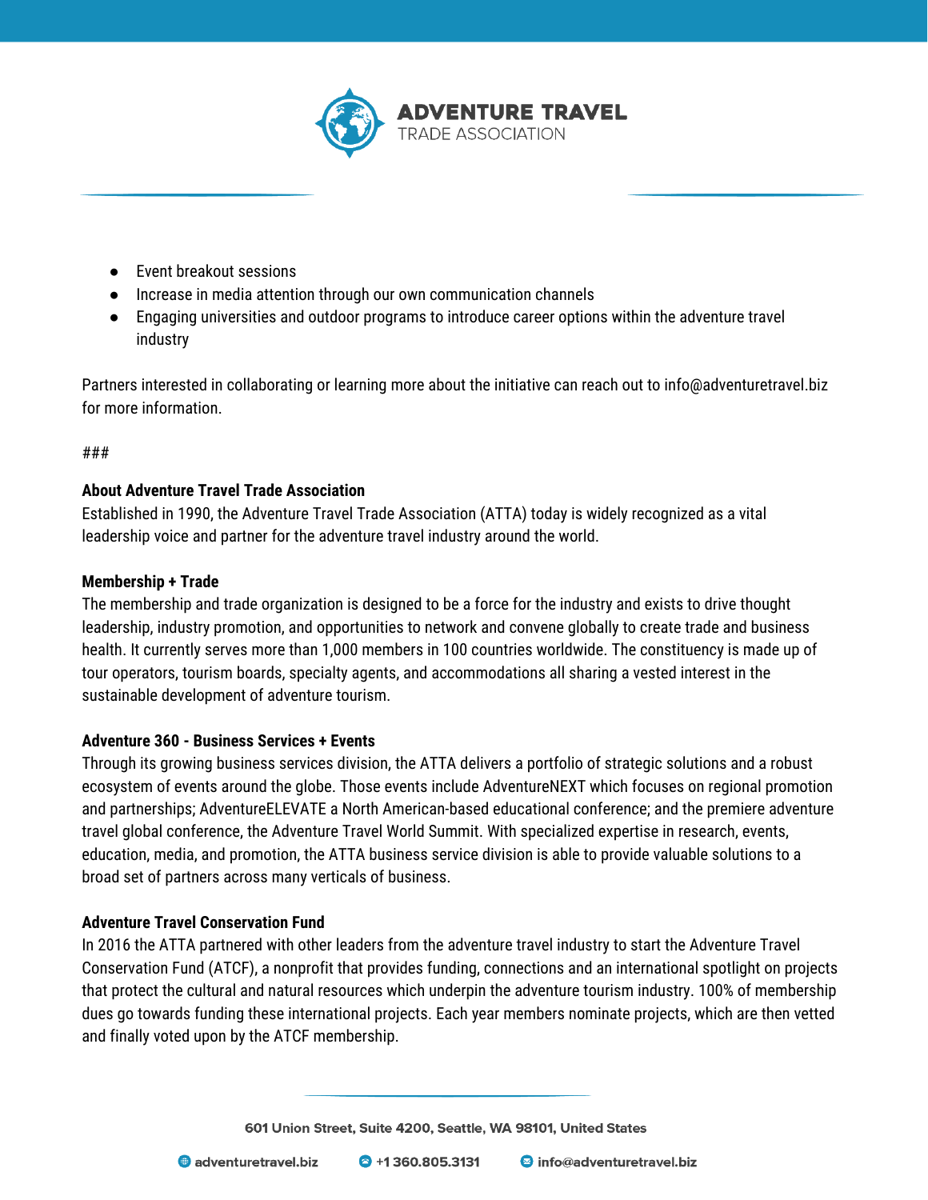- Event breakout sessions
- Increase in media attention through our own communication channels
- Engaging universities and outdoor programs to introduce career options within the adventure travel industry

Partners interested in collaborating or learning more about the initiative can reach out to info@adventuretravel.biz for more information.

###

**About Adventure Travel Trade Association**

Established in 1990, the Adventure Travel Trade Association (ATTA) today is widely recognized as a vital leadership voice and partner for the adventure travel industry around the world.

**Membership + Trade**

The membership and trade organization is designed to be a force for the industry and exists to drive thought leadership, industry promotion, and opportunities to network and convene globally to create trade and business health. It currently serves more than 1,000 members in 100 countries worldwide. The constituency is made up of tour operators, tourism boards, specialty agents, and accommodations all sharing a vested interest in the sustainable development of adventure tourism.

**Adventure 360 - Business Services + Events**

Through its growing business services division, the ATTA delivers a portfolio of strategic solutions and a robust ecosystem of events around the globe. Those events include AdventureNEXT which focuses on regional promotion and partnerships; AdventureELEVATE a North American-based educational conference; and the premiere adventure travel global conference, the Adventure Travel World Summit. With specialized expertise in research, events, education, media, and promotion, the ATTA business service division is able to provide valuable solutions to a broad set of partners across many verticals of business.

**Adventure Travel Conservation Fund**

In 2016 the ATTA partnered with other leaders from the adventure travel industry to start the Adventure Travel Conservation Fund (ATCF), a nonprofit that provides funding, connections and an international spotlight on projects that protect the cultural and natural resources which underpin the adventure tourism industry. 100% of membership dues go towards funding these international projects. Each year members nominate projects, which are then vetted and finally voted upon by the ATCF membership.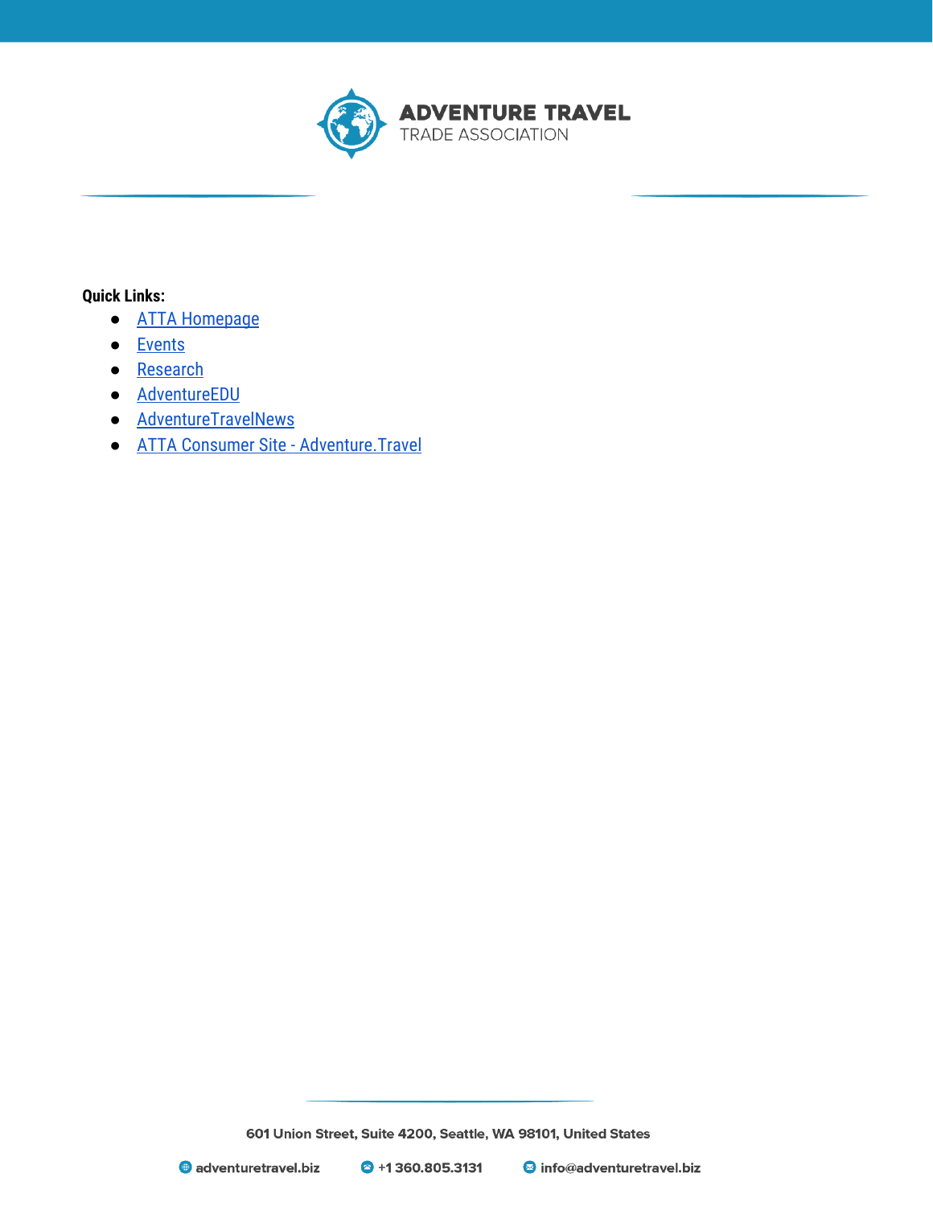**Quick Links:**

- ATTA Homepage
- Events
- Research
- AdventureEDU
- AdventureTravelNews
- ATTA Consumer Site - Adventure.Travel